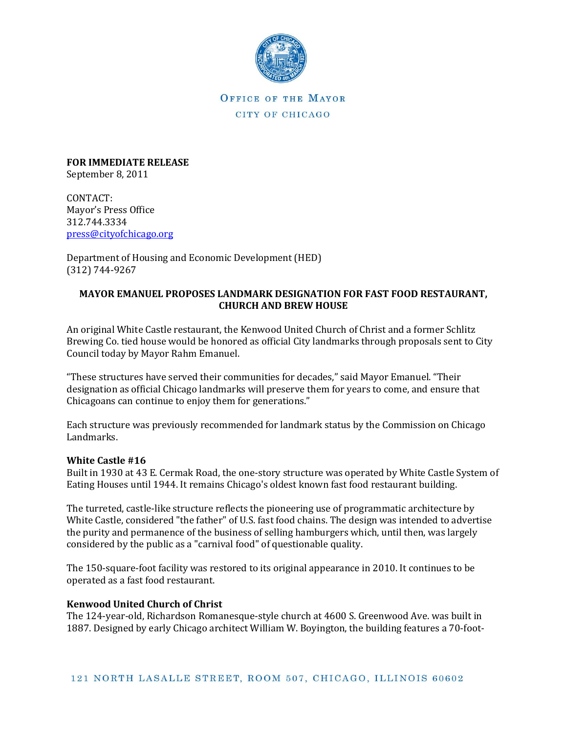OFFICE OF THE MAYOR

CITY OF CHICAGO

**FOR IMMEDIATE RELEASE**
September 8, 2011

CONTACT:
Mayor's Press Office
312.744.3334
press@cityofchicago.org

Department of Housing and Economic Development (HED)
(312) 744-9267

**MAYOR EMANUEL PROPOSES LANDMARK DESIGNATION FOR FAST FOOD RESTAURANT, CHURCH AND BREW HOUSE**

An original White Castle restaurant, the Kenwood United Church of Christ and a former Schlitz Brewing Co. tied house would be honored as official City landmarks through proposals sent to City Council today by Mayor Rahm Emanuel.

"These structures have served their communities for decades," said Mayor Emanuel. "Their designation as official Chicago landmarks will preserve them for years to come, and ensure that Chicagoans can continue to enjoy them for generations."

Each structure was previously recommended for landmark status by the Commission on Chicago Landmarks.

**White Castle #16**
Built in 1930 at 43 E. Cermak Road, the one-story structure was operated by White Castle System of Eating Houses until 1944. It remains Chicago's oldest known fast food restaurant building.

The turreted, castle-like structure reflects the pioneering use of programmatic architecture by White Castle, considered "the father" of U.S. fast food chains. The design was intended to advertise the purity and permanence of the business of selling hamburgers which, until then, was largely considered by the public as a "carnival food" of questionable quality.

The 150-square-foot facility was restored to its original appearance in 2010. It continues to be operated as a fast food restaurant.

**Kenwood United Church of Christ**
The 124-year-old, Richardson Romanesque-style church at 4600 S. Greenwood Ave. was built in 1887. Designed by early Chicago architect William W. Boyington, the building features a 70-foot-

121 NORTH LASALLE STREET, ROOM 507, CHICAGO, ILLINOIS 60602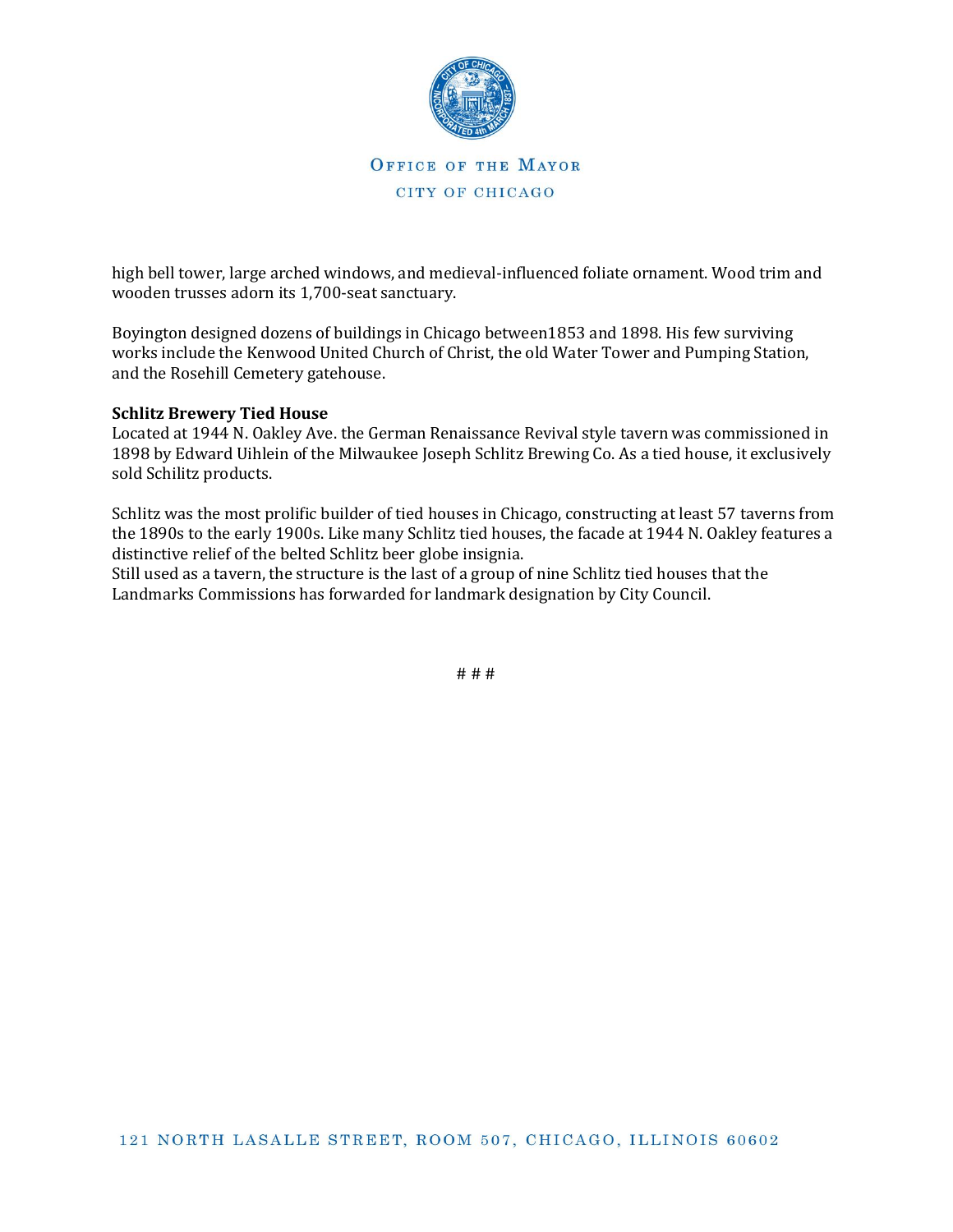high bell tower, large arched windows, and medieval-influenced foliate ornament. Wood trim and wooden trusses adorn its 1,700-seat sanctuary.

Boyington designed dozens of buildings in Chicago between1853 and 1898. His few surviving works include the Kenwood United Church of Christ, the old Water Tower and Pumping Station, and the Rosehill Cemetery gatehouse.

**Schlitz Brewery Tied House**
Located at 1944 N. Oakley Ave. the German Renaissance Revival style tavern was commissioned in 1898 by Edward Uihlein of the Milwaukee Joseph Schlitz Brewing Co. As a tied house, it exclusively sold Schilitz products.

Schlitz was the most prolific builder of tied houses in Chicago, constructing at least 57 taverns from the 1890s to the early 1900s. Like many Schlitz tied houses, the facade at 1944 N. Oakley features a distinctive relief of the belted Schlitz beer globe insignia.
Still used as a tavern, the structure is the last of a group of nine Schlitz tied houses that the Landmarks Commissions has forwarded for landmark designation by City Council.

# # #